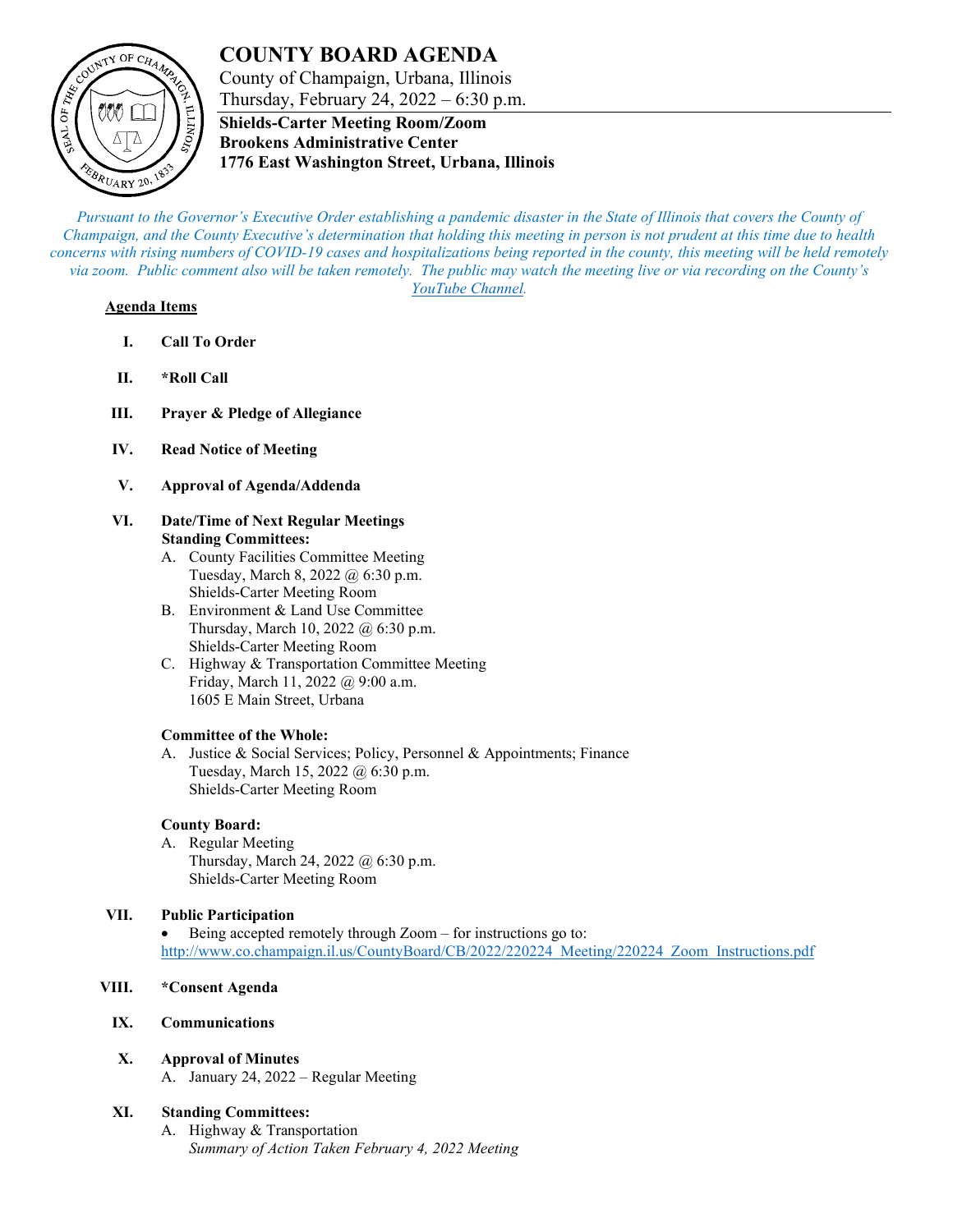# COUNTY BOARD AGENDA

County of Champaign, Urbana, Illinois
Thursday, February 24, 2022 – 6:30 p.m.

**Shields-Carter Meeting Room/Zoom**
**Brookens Administrative Center**
**1776 East Washington Street, Urbana, Illinois**

*Pursuant to the Governor's Executive Order establishing a pandemic disaster in the State of Illinois that covers the County of Champaign, and the County Executive's determination that holding this meeting in person is not prudent at this time due to health concerns with rising numbers of COVID-19 cases and hospitalizations being reported in the county, this meeting will be held remotely via zoom. Public comment also will be taken remotely. The public may watch the meeting live or via recording on the County's YouTube Channel.*

**Agenda Items**

**I. Call To Order**

**II. *Roll Call**

**III. Prayer & Pledge of Allegiance**

**IV. Read Notice of Meeting**

**V. Approval of Agenda/Addenda**

**VI. Date/Time of Next Regular Meetings**
**Standing Committees:**

A. County Facilities Committee Meeting
Tuesday, March 8, 2022 @ 6:30 p.m.
Shields-Carter Meeting Room

B. Environment & Land Use Committee
Thursday, March 10, 2022 @ 6:30 p.m.
Shields-Carter Meeting Room

C. Highway & Transportation Committee Meeting
Friday, March 11, 2022 @ 9:00 a.m.
1605 E Main Street, Urbana

**Committee of the Whole:**

A. Justice & Social Services; Policy, Personnel & Appointments; Finance
Tuesday, March 15, 2022 @ 6:30 p.m.
Shields-Carter Meeting Room

**County Board:**

A. Regular Meeting
Thursday, March 24, 2022 @ 6:30 p.m.
Shields-Carter Meeting Room

**VII. Public Participation**

- Being accepted remotely through Zoom – for instructions go to: http://www.co.champaign.il.us/CountyBoard/CB/2022/220224_Meeting/220224_Zoom_Instructions.pdf

**VIII. *Consent Agenda**

**IX. Communications**

**X. Approval of Minutes**

A. January 24, 2022 – Regular Meeting

**XI. Standing Committees:**

A. Highway & Transportation
*Summary of Action Taken February 4, 2022 Meeting*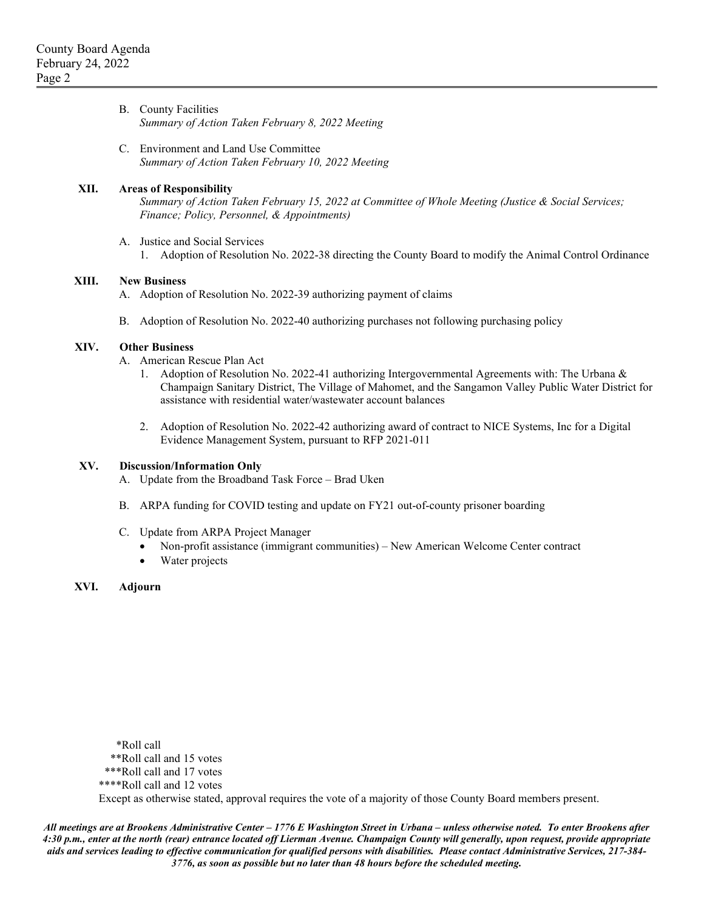B. County Facilities
   *Summary of Action Taken February 8, 2022 Meeting*

C. Environment and Land Use Committee
   *Summary of Action Taken February 10, 2022 Meeting*

**XII. Areas of Responsibility**

*Summary of Action Taken February 15, 2022 at Committee of Whole Meeting (Justice & Social Services; Finance; Policy, Personnel, & Appointments)*

A. Justice and Social Services
   1. Adoption of Resolution No. 2022-38 directing the County Board to modify the Animal Control Ordinance

**XIII. New Business**

A. Adoption of Resolution No. 2022-39 authorizing payment of claims

B. Adoption of Resolution No. 2022-40 authorizing purchases not following purchasing policy

**XIV. Other Business**

A. American Rescue Plan Act
   1. Adoption of Resolution No. 2022-41 authorizing Intergovernmental Agreements with: The Urbana & Champaign Sanitary District, The Village of Mahomet, and the Sangamon Valley Public Water District for assistance with residential water/wastewater account balances

   2. Adoption of Resolution No. 2022-42 authorizing award of contract to NICE Systems, Inc for a Digital Evidence Management System, pursuant to RFP 2021-011

**XV. Discussion/Information Only**

A. Update from the Broadband Task Force – Brad Uken

B. ARPA funding for COVID testing and update on FY21 out-of-county prisoner boarding

C. Update from ARPA Project Manager
   - Non-profit assistance (immigrant communities) – New American Welcome Center contract
   - Water projects

**XVI. Adjourn**

*Roll call
**Roll call and 15 votes
***Roll call and 17 votes
****Roll call and 12 votes
Except as otherwise stated, approval requires the vote of a majority of those County Board members present.

***All meetings are at Brookens Administrative Center – 1776 E Washington Street in Urbana – unless otherwise noted. To enter Brookens after 4:30 p.m., enter at the north (rear) entrance located off Lierman Avenue. Champaign County will generally, upon request, provide appropriate aids and services leading to effective communication for qualified persons with disabilities. Please contact Administrative Services, 217-384-3776, as soon as possible but no later than 48 hours before the scheduled meeting.***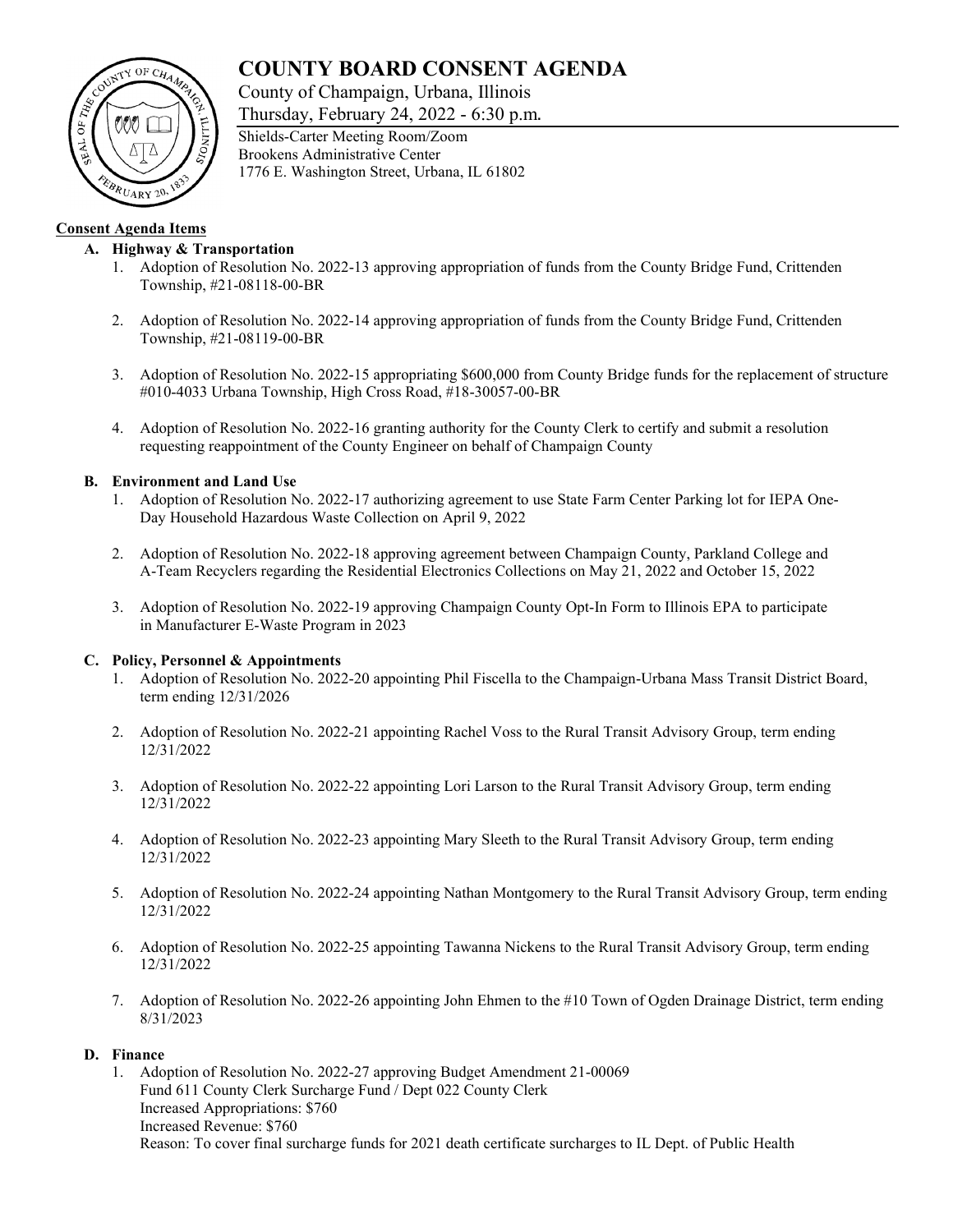# COUNTY BOARD CONSENT AGENDA

County of Champaign, Urbana, Illinois
Thursday, February 24, 2022 - 6:30 p.m.

Shields-Carter Meeting Room/Zoom
Brookens Administrative Center
1776 E. Washington Street, Urbana, IL 61802

**Consent Agenda Items**

**A. Highway & Transportation**

1. Adoption of Resolution No. 2022-13 approving appropriation of funds from the County Bridge Fund, Crittenden Township, #21-08118-00-BR

2. Adoption of Resolution No. 2022-14 approving appropriation of funds from the County Bridge Fund, Crittenden Township, #21-08119-00-BR

3. Adoption of Resolution No. 2022-15 appropriating $600,000 from County Bridge funds for the replacement of structure #010-4033 Urbana Township, High Cross Road, #18-30057-00-BR

4. Adoption of Resolution No. 2022-16 granting authority for the County Clerk to certify and submit a resolution requesting reappointment of the County Engineer on behalf of Champaign County

**B. Environment and Land Use**

1. Adoption of Resolution No. 2022-17 authorizing agreement to use State Farm Center Parking lot for IEPA One-Day Household Hazardous Waste Collection on April 9, 2022

2. Adoption of Resolution No. 2022-18 approving agreement between Champaign County, Parkland College and A-Team Recyclers regarding the Residential Electronics Collections on May 21, 2022 and October 15, 2022

3. Adoption of Resolution No. 2022-19 approving Champaign County Opt-In Form to Illinois EPA to participate in Manufacturer E-Waste Program in 2023

**C. Policy, Personnel & Appointments**

1. Adoption of Resolution No. 2022-20 appointing Phil Fiscella to the Champaign-Urbana Mass Transit District Board, term ending 12/31/2026

2. Adoption of Resolution No. 2022-21 appointing Rachel Voss to the Rural Transit Advisory Group, term ending 12/31/2022

3. Adoption of Resolution No. 2022-22 appointing Lori Larson to the Rural Transit Advisory Group, term ending 12/31/2022

4. Adoption of Resolution No. 2022-23 appointing Mary Sleeth to the Rural Transit Advisory Group, term ending 12/31/2022

5. Adoption of Resolution No. 2022-24 appointing Nathan Montgomery to the Rural Transit Advisory Group, term ending 12/31/2022

6. Adoption of Resolution No. 2022-25 appointing Tawanna Nickens to the Rural Transit Advisory Group, term ending 12/31/2022

7. Adoption of Resolution No. 2022-26 appointing John Ehmen to the #10 Town of Ogden Drainage District, term ending 8/31/2023

**D. Finance**

1. Adoption of Resolution No. 2022-27 approving Budget Amendment 21-00069
   Fund 611 County Clerk Surcharge Fund / Dept 022 County Clerk
   Increased Appropriations: $760
   Increased Revenue: $760
   Reason: To cover final surcharge funds for 2021 death certificate surcharges to IL Dept. of Public Health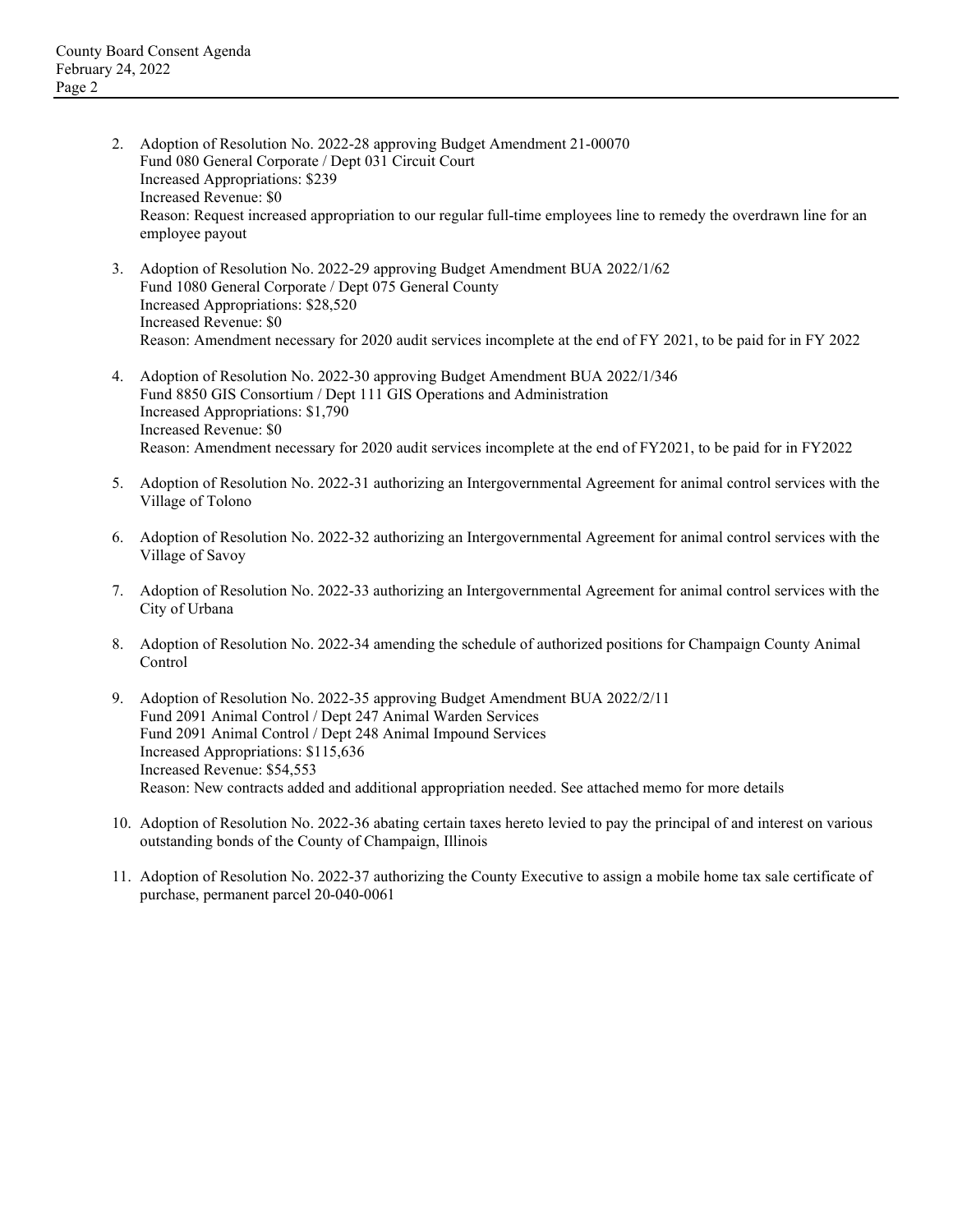2. Adoption of Resolution No. 2022-28 approving Budget Amendment 21-00070
   Fund 080 General Corporate / Dept 031 Circuit Court
   Increased Appropriations: $239
   Increased Revenue: $0
   Reason: Request increased appropriation to our regular full-time employees line to remedy the overdrawn line for an employee payout

3. Adoption of Resolution No. 2022-29 approving Budget Amendment BUA 2022/1/62
   Fund 1080 General Corporate / Dept 075 General County
   Increased Appropriations: $28,520
   Increased Revenue: $0
   Reason: Amendment necessary for 2020 audit services incomplete at the end of FY 2021, to be paid for in FY 2022

4. Adoption of Resolution No. 2022-30 approving Budget Amendment BUA 2022/1/346
   Fund 8850 GIS Consortium / Dept 111 GIS Operations and Administration
   Increased Appropriations: $1,790
   Increased Revenue: $0
   Reason: Amendment necessary for 2020 audit services incomplete at the end of FY2021, to be paid for in FY2022

5. Adoption of Resolution No. 2022-31 authorizing an Intergovernmental Agreement for animal control services with the Village of Tolono

6. Adoption of Resolution No. 2022-32 authorizing an Intergovernmental Agreement for animal control services with the Village of Savoy

7. Adoption of Resolution No. 2022-33 authorizing an Intergovernmental Agreement for animal control services with the City of Urbana

8. Adoption of Resolution No. 2022-34 amending the schedule of authorized positions for Champaign County Animal Control

9. Adoption of Resolution No. 2022-35 approving Budget Amendment BUA 2022/2/11
   Fund 2091 Animal Control / Dept 247 Animal Warden Services
   Fund 2091 Animal Control / Dept 248 Animal Impound Services
   Increased Appropriations: $115,636
   Increased Revenue: $54,553
   Reason: New contracts added and additional appropriation needed. See attached memo for more details

10. Adoption of Resolution No. 2022-36 abating certain taxes hereto levied to pay the principal of and interest on various outstanding bonds of the County of Champaign, Illinois

11. Adoption of Resolution No. 2022-37 authorizing the County Executive to assign a mobile home tax sale certificate of purchase, permanent parcel 20-040-0061